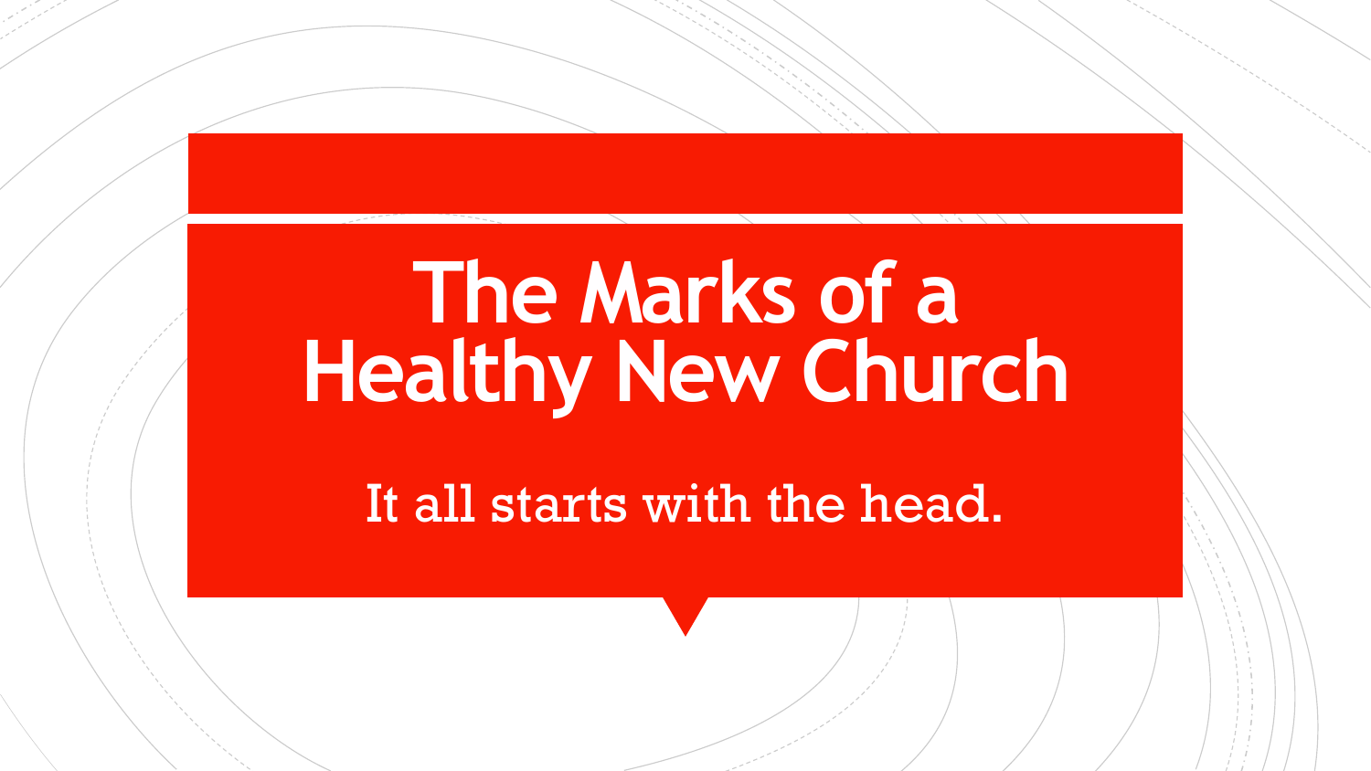# The Marks of a Healthy New Church

It all starts with the head.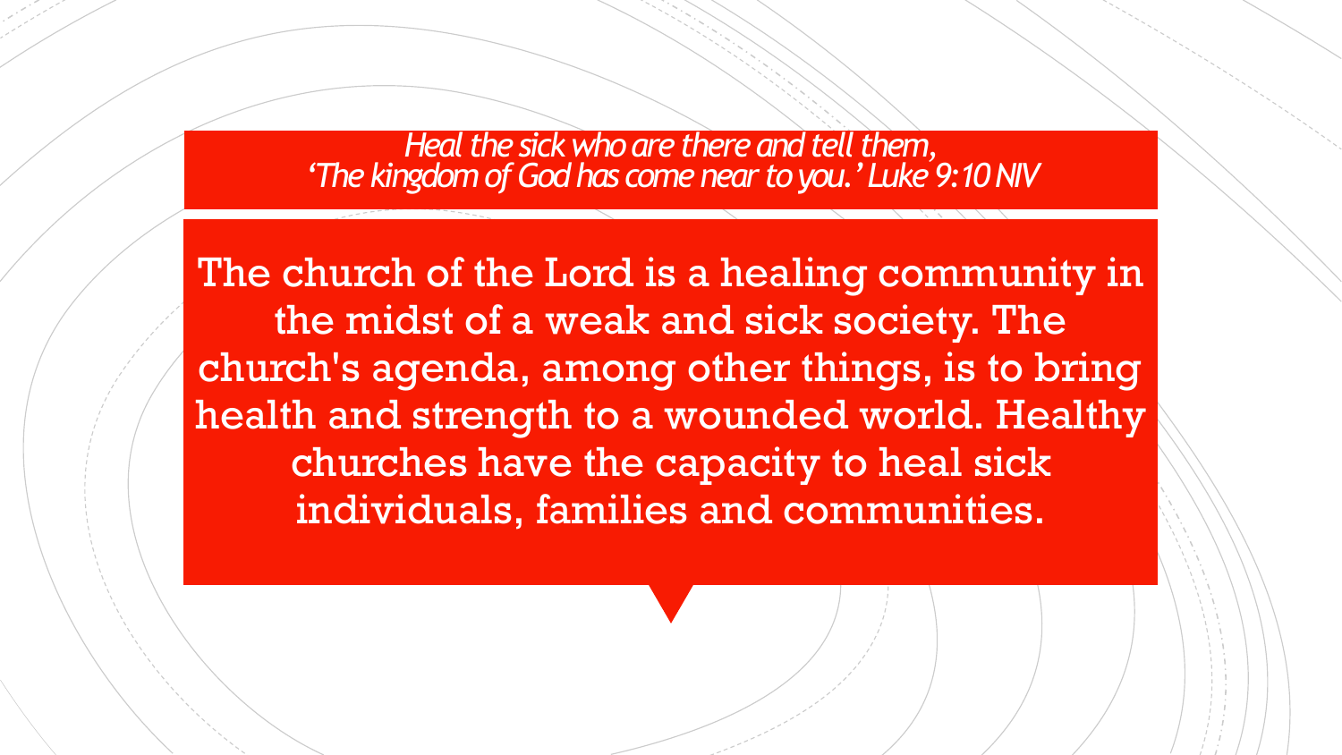*Heal the sick who are there and tell them,*
*'The kingdom of God has come near to you.' Luke 9:10 NIV*

The church of the Lord is a healing community in the midst of a weak and sick society. The church's agenda, among other things, is to bring health and strength to a wounded world. Healthy churches have the capacity to heal sick individuals, families and communities.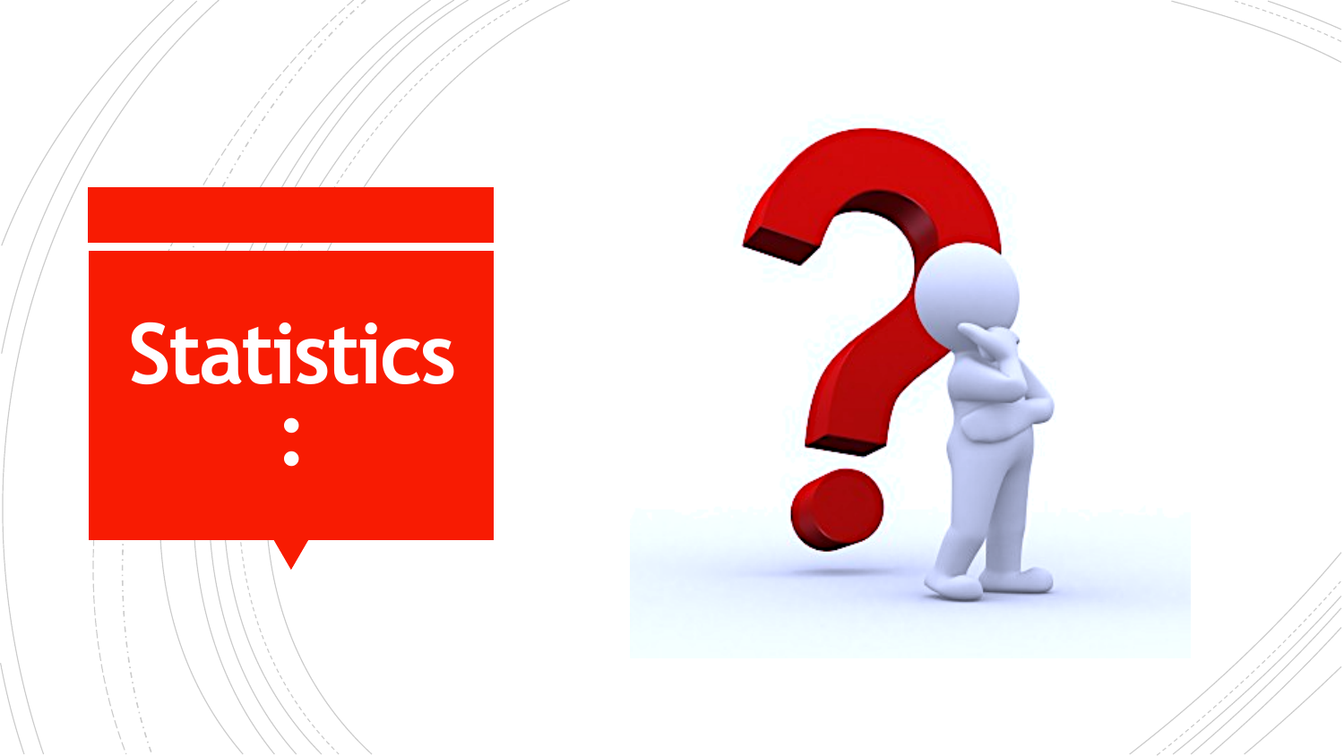# Statistics :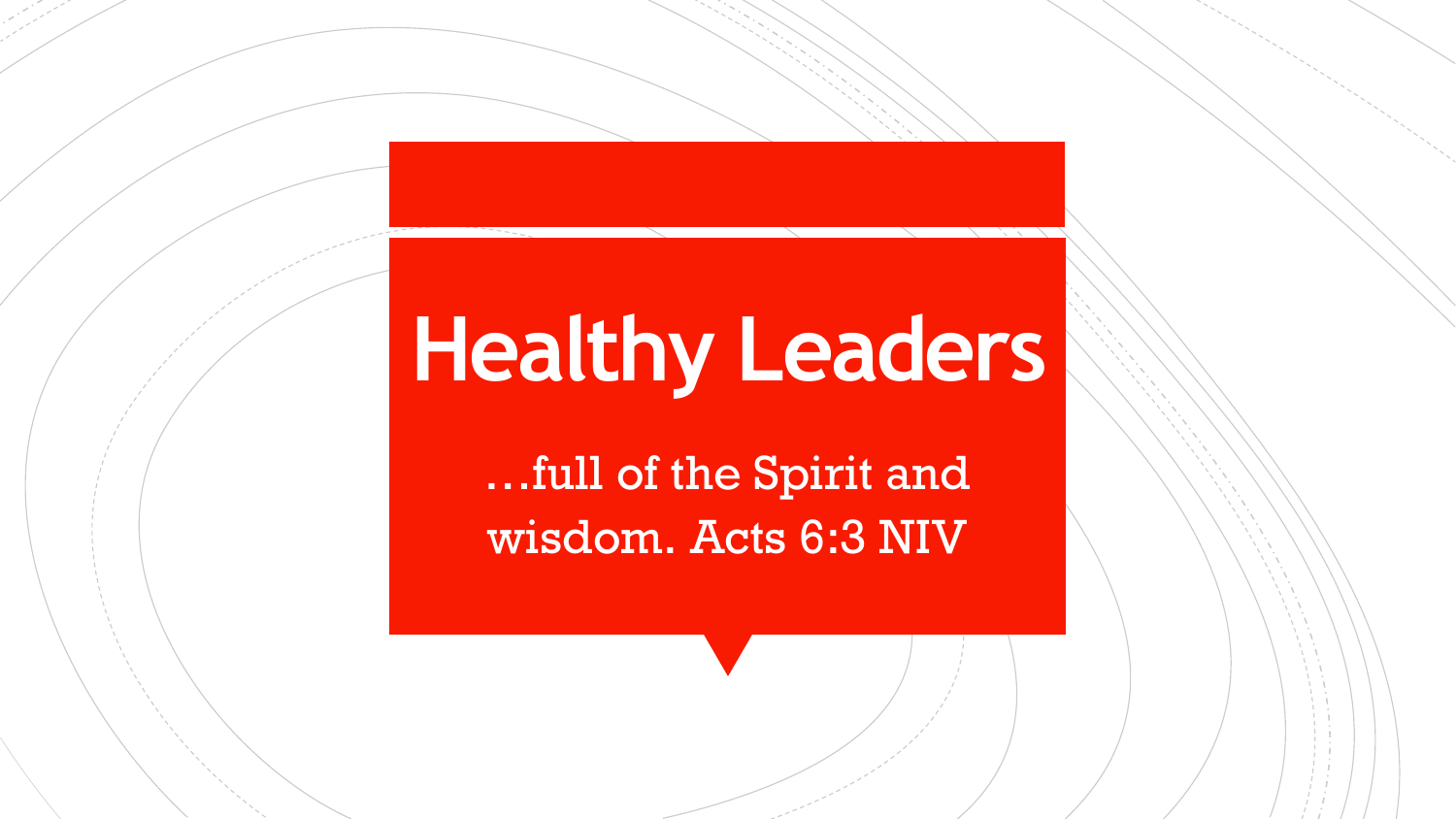# Healthy Leaders

…full of the Spirit and wisdom. Acts 6:3 NIV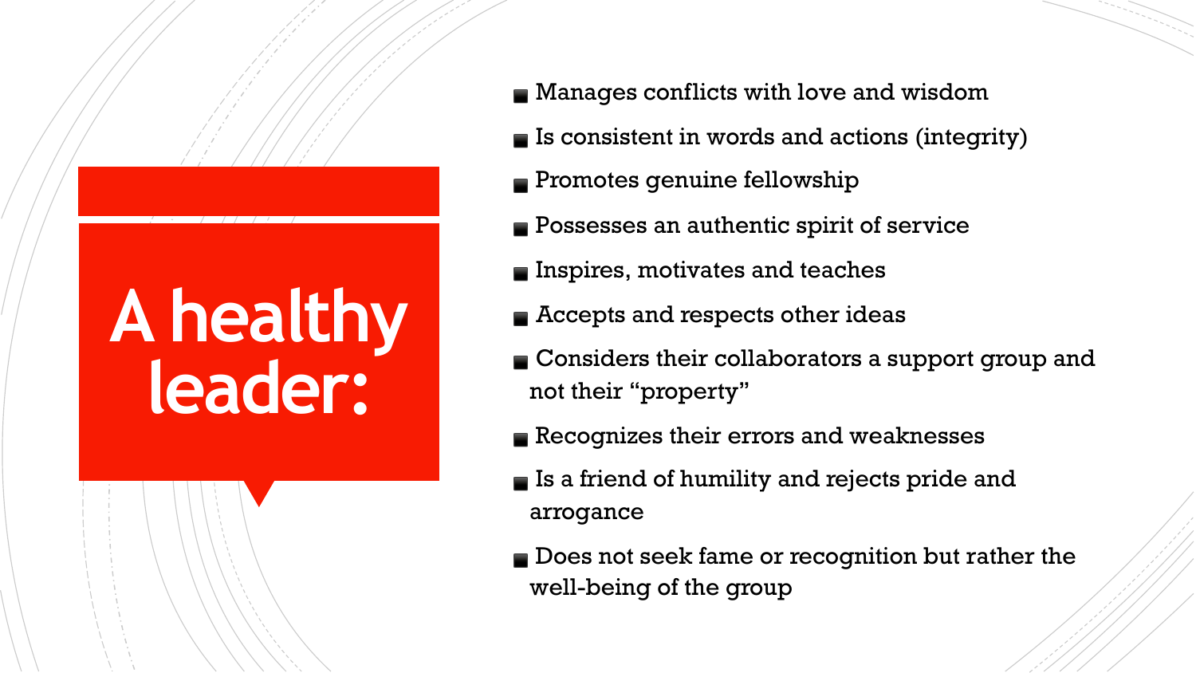# A healthy leader:

- Manages conflicts with love and wisdom
- Is consistent in words and actions (integrity)
- Promotes genuine fellowship
- Possesses an authentic spirit of service
- Inspires, motivates and teaches
- Accepts and respects other ideas
- Considers their collaborators a support group and not their “property”
- Recognizes their errors and weaknesses
- Is a friend of humility and rejects pride and arrogance
- Does not seek fame or recognition but rather the well-being of the group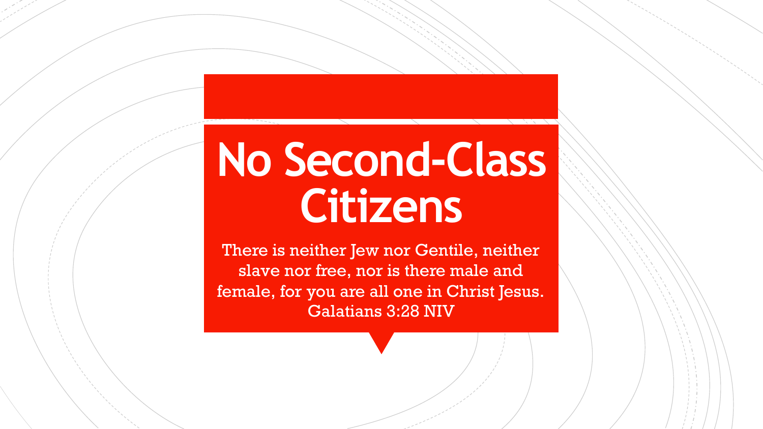# No Second-Class Citizens

There is neither Jew nor Gentile, neither slave nor free, nor is there male and female, for you are all one in Christ Jesus. Galatians 3:28 NIV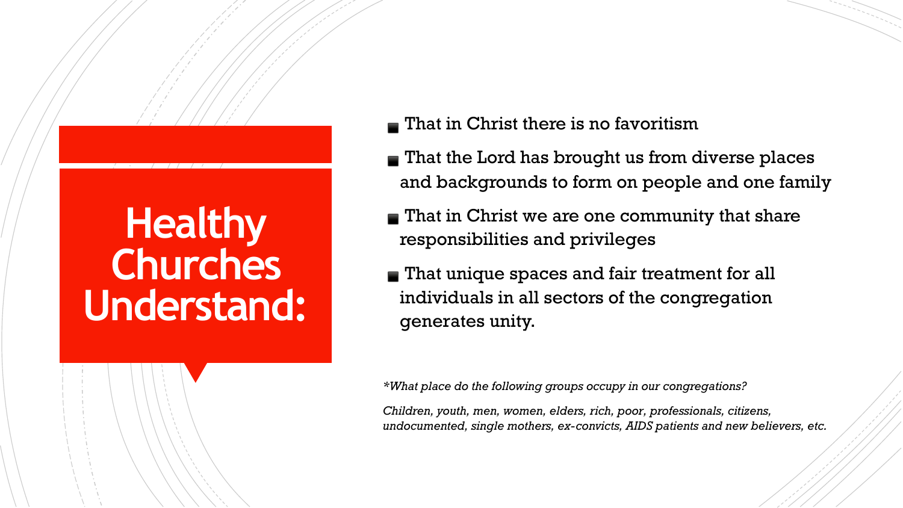# Healthy Churches Understand:

- That in Christ there is no favoritism
- That the Lord has brought us from diverse places and backgrounds to form on people and one family
- That in Christ we are one community that share responsibilities and privileges
- That unique spaces and fair treatment for all individuals in all sectors of the congregation generates unity.

*\*What place do the following groups occupy in our congregations?*

*Children, youth, men, women, elders, rich, poor, professionals, citizens, undocumented, single mothers, ex-convicts, AIDS patients and new believers, etc.*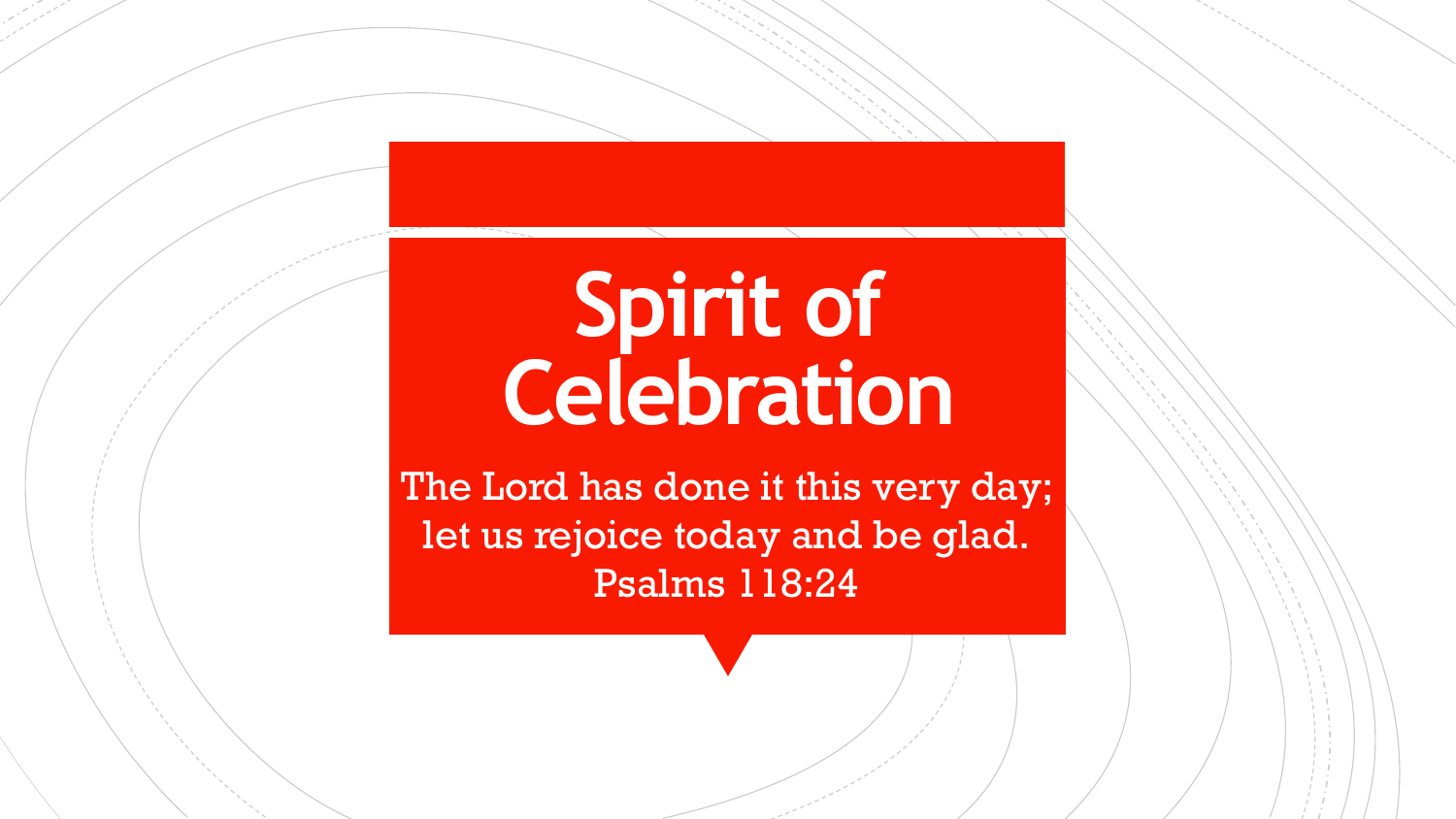# Spirit of Celebration

The Lord has done it this very day;
let us rejoice today and be glad.
Psalms 118:24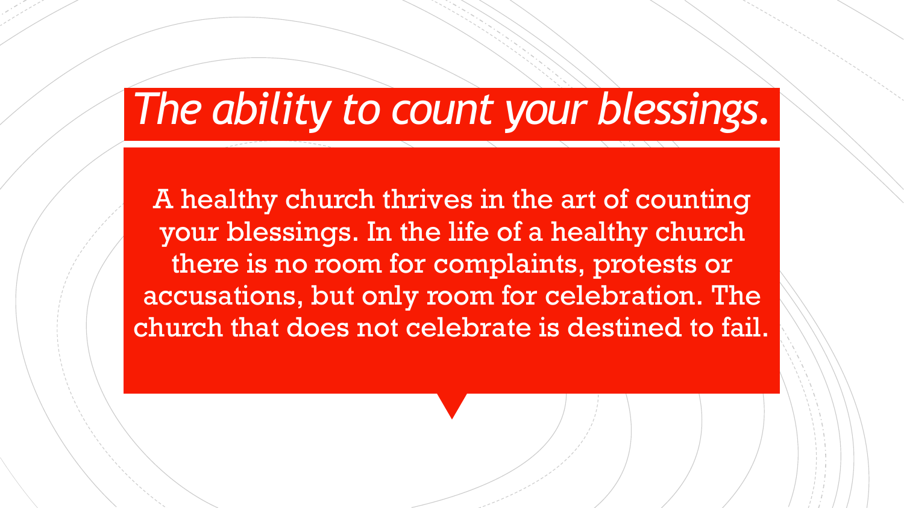# *The ability to count your blessings.*

A healthy church thrives in the art of counting your blessings. In the life of a healthy church there is no room for complaints, protests or accusations, but only room for celebration. The church that does not celebrate is destined to fail.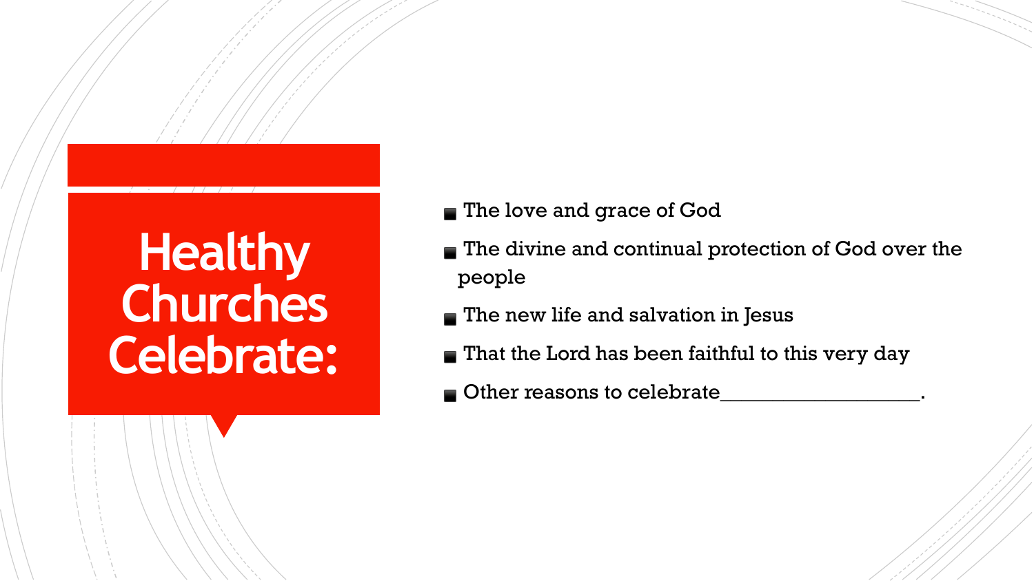# Healthy Churches Celebrate:

- The love and grace of God
- The divine and continual protection of God over the people
- The new life and salvation in Jesus
- That the Lord has been faithful to this very day
- Other reasons to celebrate___________________.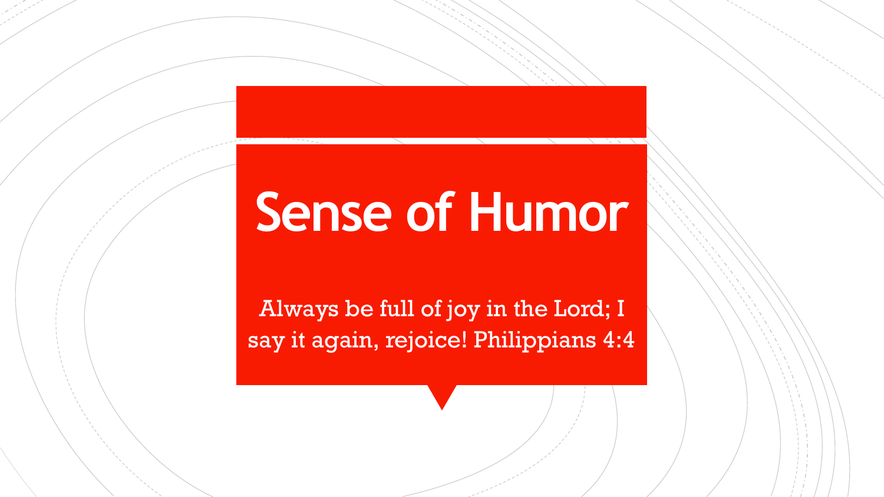# Sense of Humor

Always be full of joy in the Lord; I say it again, rejoice! Philippians 4:4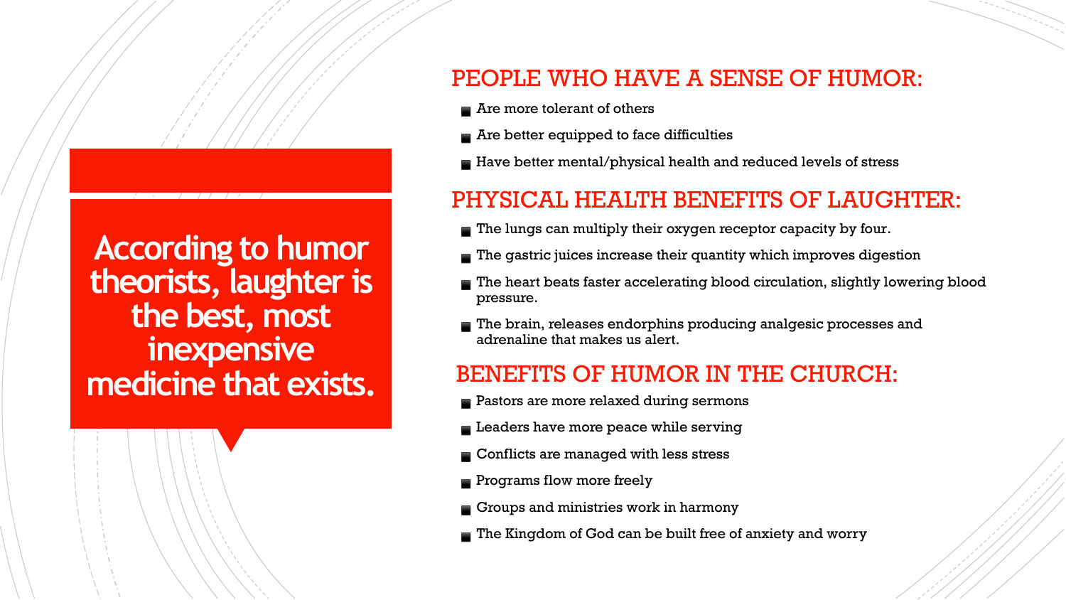**According to humor theorists, laughter is the best, most inexpensive medicine that exists.**

## PEOPLE WHO HAVE A SENSE OF HUMOR:

- Are more tolerant of others
- Are better equipped to face difficulties
- Have better mental/physical health and reduced levels of stress

## PHYSICAL HEALTH BENEFITS OF LAUGHTER:

- The lungs can multiply their oxygen receptor capacity by four.
- The gastric juices increase their quantity which improves digestion
- The heart beats faster accelerating blood circulation, slightly lowering blood pressure.
- The brain, releases endorphins producing analgesic processes and adrenaline that makes us alert.

## BENEFITS OF HUMOR IN THE CHURCH:

- Pastors are more relaxed during sermons
- Leaders have more peace while serving
- Conflicts are managed with less stress
- Programs flow more freely
- Groups and ministries work in harmony
- The Kingdom of God can be built free of anxiety and worry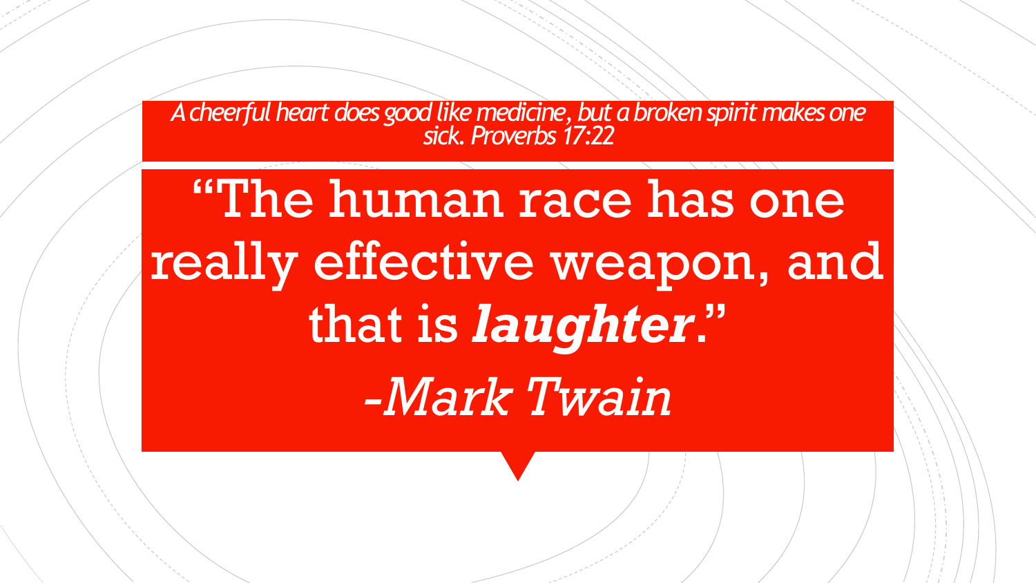*A cheerful heart does good like medicine, but a broken spirit makes one sick. Proverbs 17:22*

“The human race has one really effective weapon, and that is ***laughter***.”

*-Mark Twain*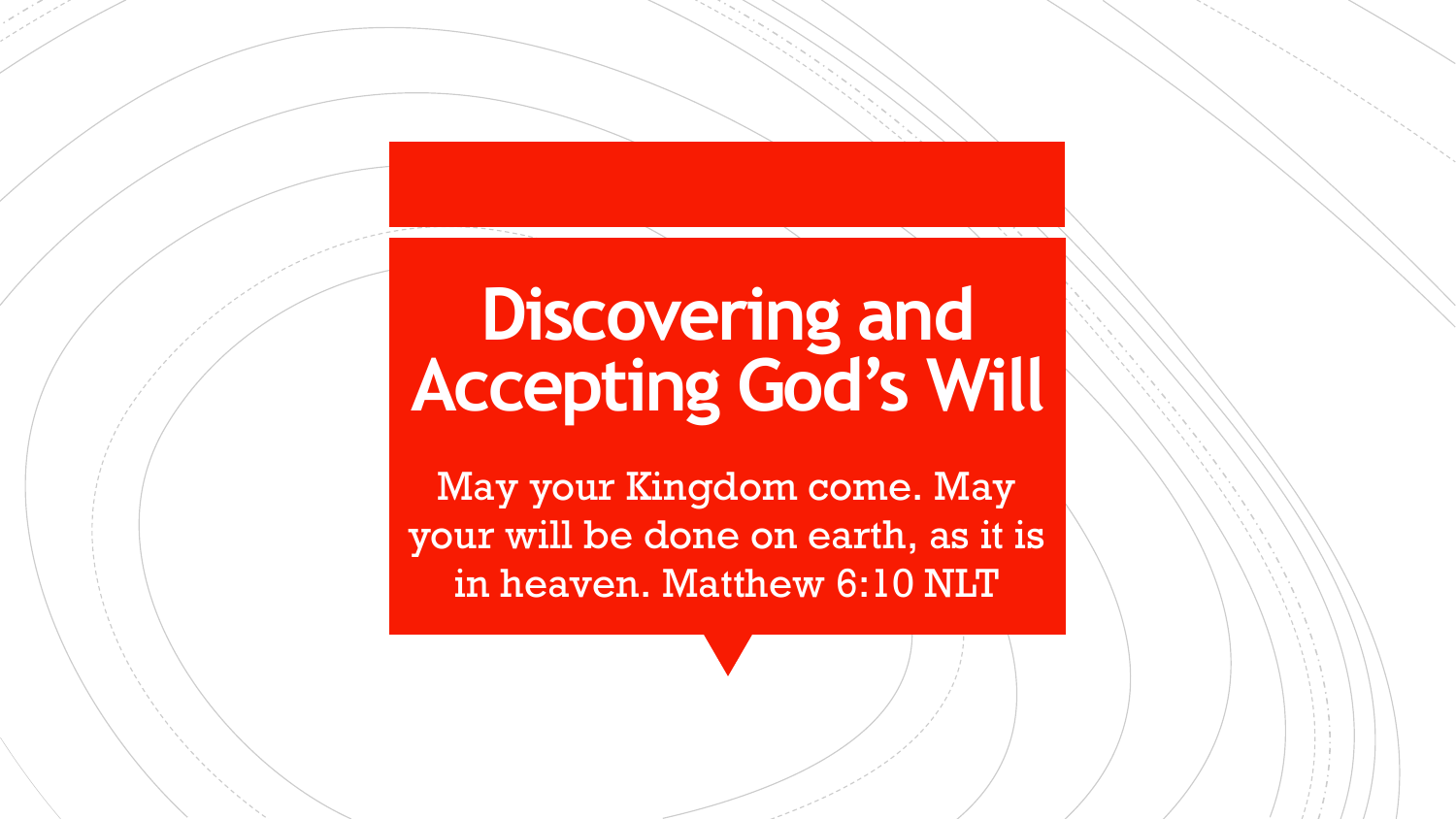# Discovering and Accepting God's Will

May your Kingdom come. May your will be done on earth, as it is in heaven. Matthew 6:10 NLT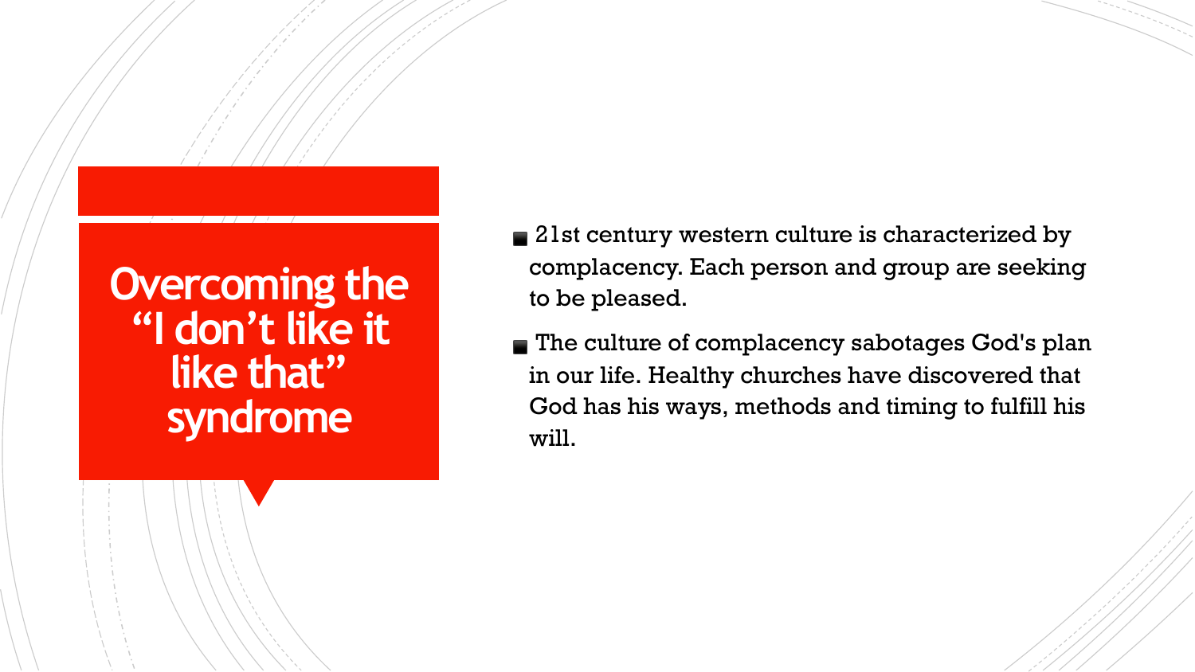# Overcoming the "I don't like it like that" syndrome

- 21st century western culture is characterized by complacency. Each person and group are seeking to be pleased.
- The culture of complacency sabotages God's plan in our life. Healthy churches have discovered that God has his ways, methods and timing to fulfill his will.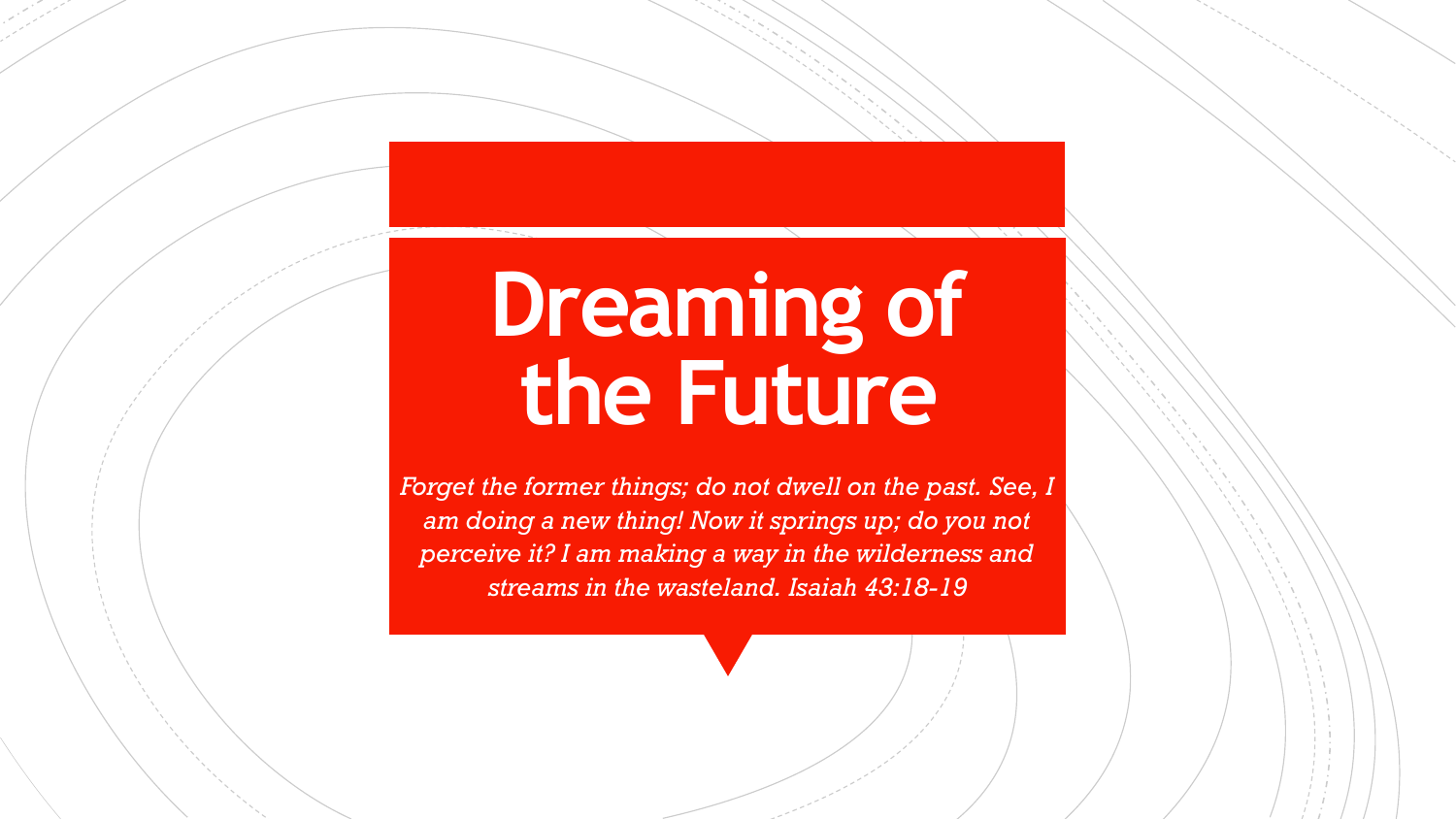# Dreaming of the Future

*Forget the former things; do not dwell on the past. See, I am doing a new thing! Now it springs up; do you not perceive it? I am making a way in the wilderness and streams in the wasteland. Isaiah 43:18-19*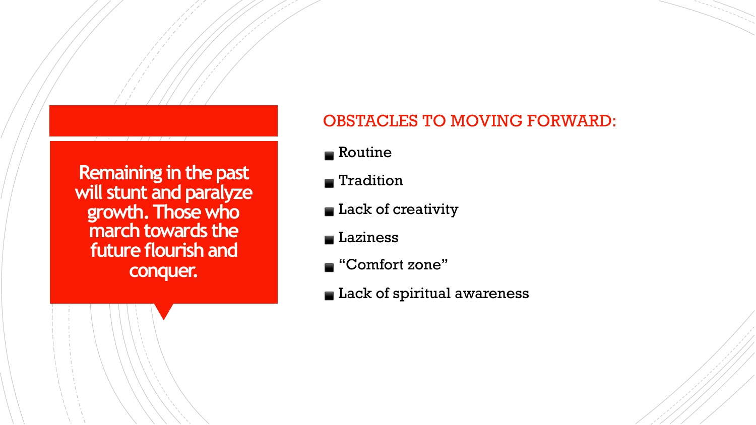**Remaining in the past will stunt and paralyze growth. Those who march towards the future flourish and conquer.**

## OBSTACLES TO MOVING FORWARD:

- Routine
- Tradition
- Lack of creativity
- Laziness
- "Comfort zone"
- Lack of spiritual awareness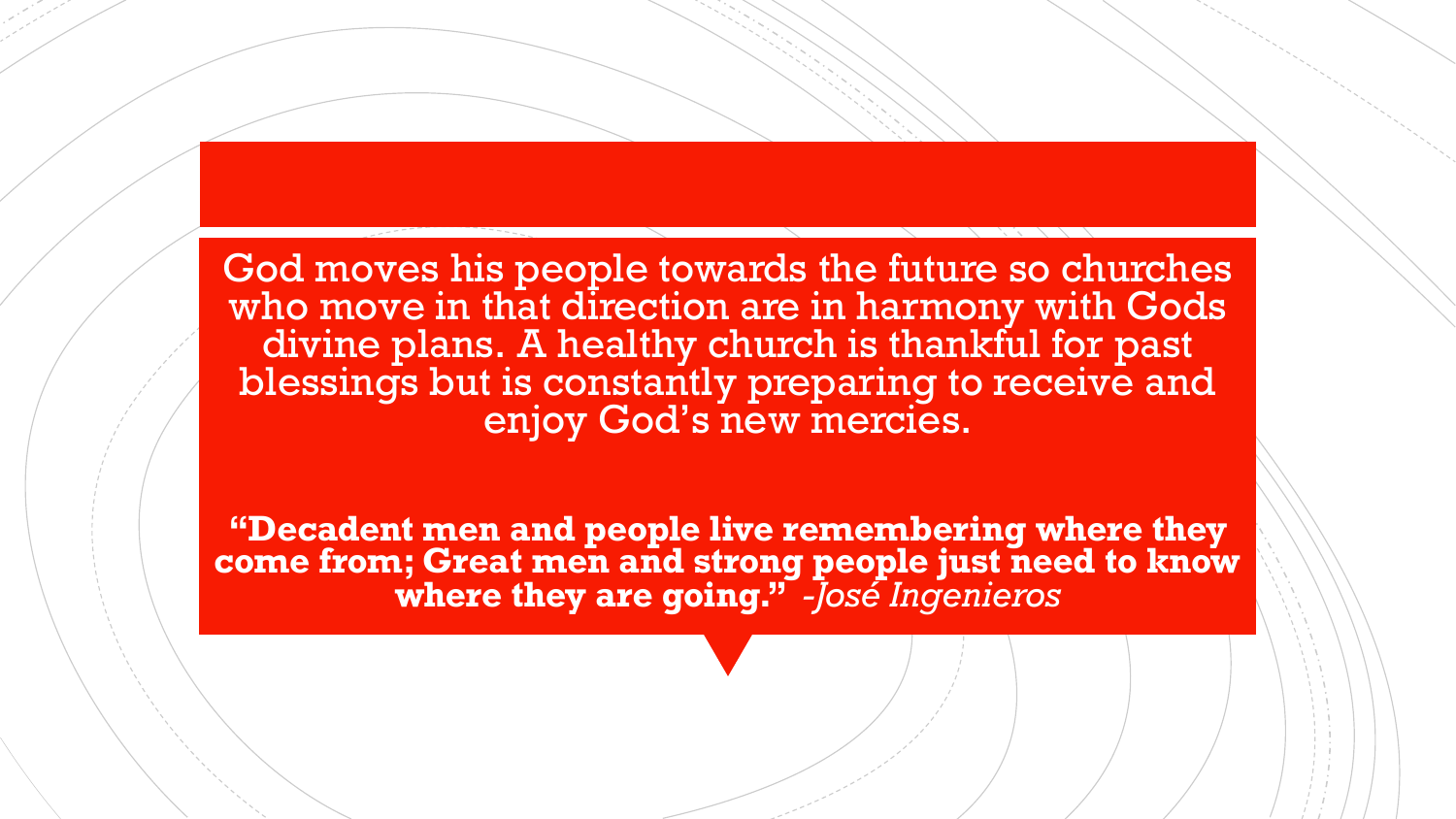God moves his people towards the future so churches who move in that direction are in harmony with Gods divine plans. A healthy church is thankful for past blessings but is constantly preparing to receive and enjoy God's new mercies.

**"Decadent men and people live remembering where they come from; Great men and strong people just need to know where they are going."** *-José Ingenieros*